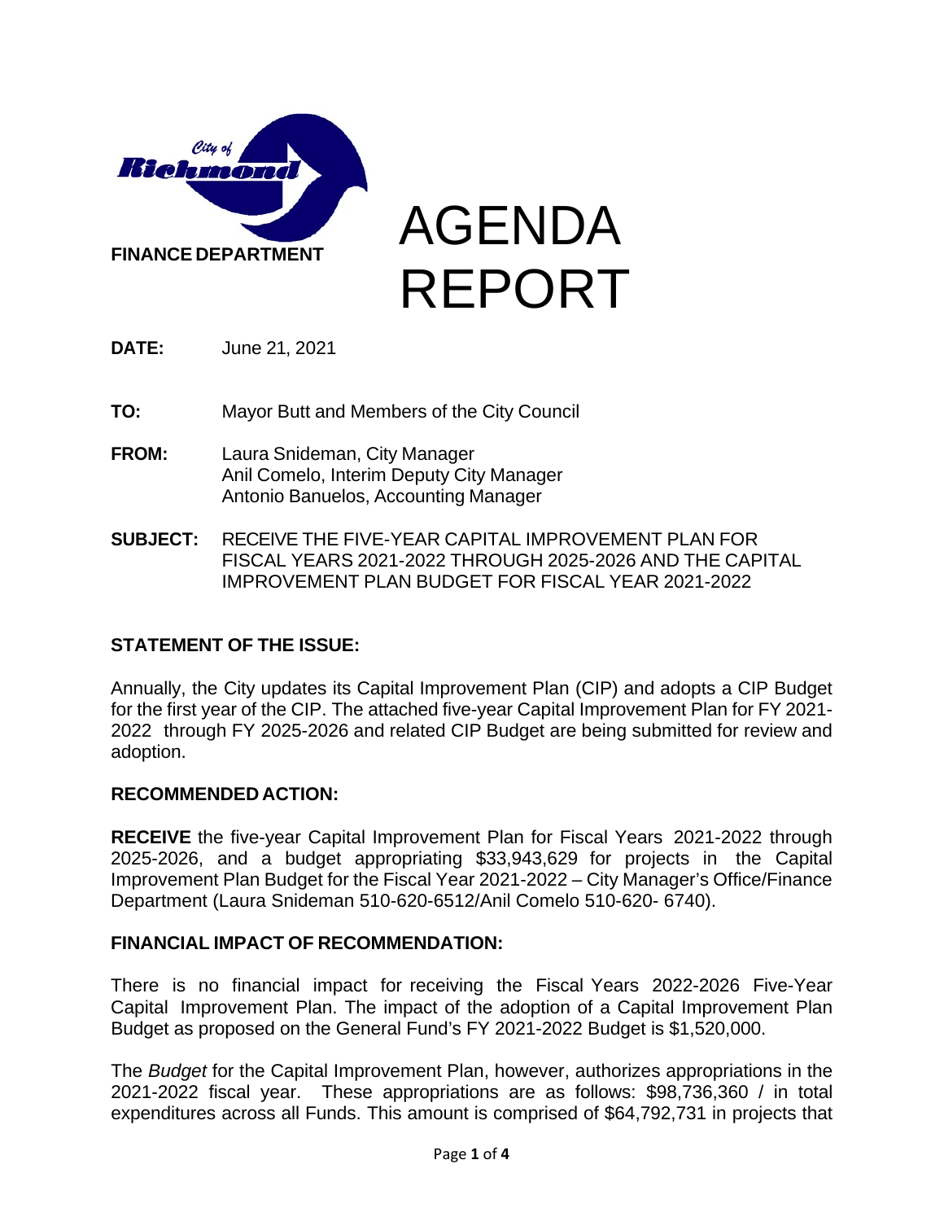City of Richmond

FINANCE DEPARTMENT

# AGENDA REPORT

**DATE:** June 21, 2021

**TO:** Mayor Butt and Members of the City Council

**FROM:** Laura Snideman, City Manager
Anil Comelo, Interim Deputy City Manager
Antonio Banuelos, Accounting Manager

**SUBJECT:** RECEIVE THE FIVE-YEAR CAPITAL IMPROVEMENT PLAN FOR FISCAL YEARS 2021-2022 THROUGH 2025-2026 AND THE CAPITAL IMPROVEMENT PLAN BUDGET FOR FISCAL YEAR 2021-2022

## STATEMENT OF THE ISSUE:

Annually, the City updates its Capital Improvement Plan (CIP) and adopts a CIP Budget for the first year of the CIP. The attached five-year Capital Improvement Plan for FY 2021-2022 through FY 2025-2026 and related CIP Budget are being submitted for review and adoption.

## RECOMMENDED ACTION:

**RECEIVE** the five-year Capital Improvement Plan for Fiscal Years 2021-2022 through 2025-2026, and a budget appropriating $33,943,629 for projects in the Capital Improvement Plan Budget for the Fiscal Year 2021-2022 – City Manager's Office/Finance Department (Laura Snideman 510-620-6512/Anil Comelo 510-620- 6740).

## FINANCIAL IMPACT OF RECOMMENDATION:

There is no financial impact for receiving the Fiscal Years 2022-2026 Five-Year Capital Improvement Plan. The impact of the adoption of a Capital Improvement Plan Budget as proposed on the General Fund's FY 2021-2022 Budget is $1,520,000.

The *Budget* for the Capital Improvement Plan, however, authorizes appropriations in the 2021-2022 fiscal year. These appropriations are as follows: $98,736,360 / in total expenditures across all Funds. This amount is comprised of $64,792,731 in projects that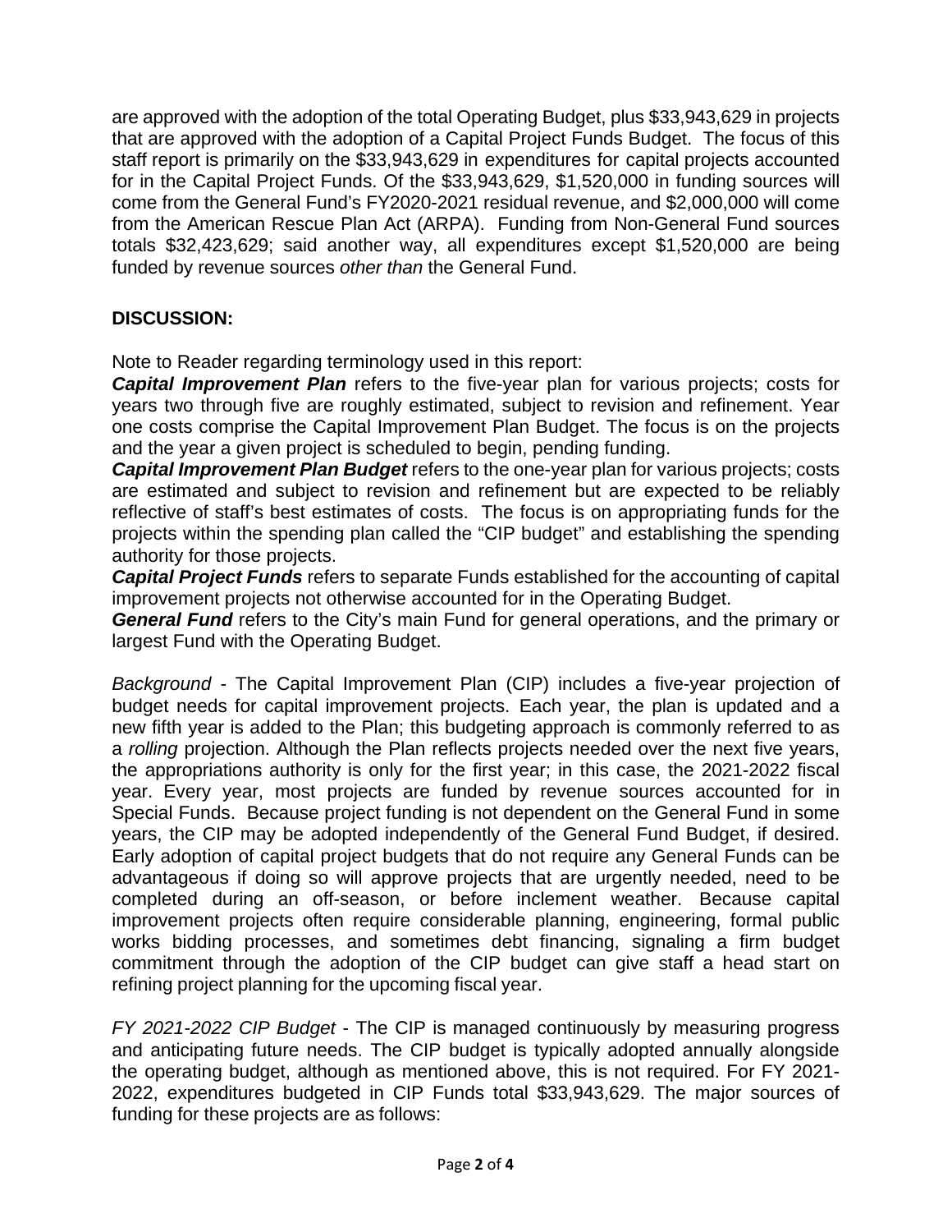are approved with the adoption of the total Operating Budget, plus $33,943,629 in projects that are approved with the adoption of a Capital Project Funds Budget. The focus of this staff report is primarily on the $33,943,629 in expenditures for capital projects accounted for in the Capital Project Funds. Of the $33,943,629, $1,520,000 in funding sources will come from the General Fund's FY2020-2021 residual revenue, and $2,000,000 will come from the American Rescue Plan Act (ARPA). Funding from Non-General Fund sources totals $32,423,629; said another way, all expenditures except $1,520,000 are being funded by revenue sources *other than* the General Fund.

## DISCUSSION:

Note to Reader regarding terminology used in this report:

***Capital Improvement Plan*** refers to the five-year plan for various projects; costs for years two through five are roughly estimated, subject to revision and refinement. Year one costs comprise the Capital Improvement Plan Budget. The focus is on the projects and the year a given project is scheduled to begin, pending funding.

***Capital Improvement Plan Budget*** refers to the one-year plan for various projects; costs are estimated and subject to revision and refinement but are expected to be reliably reflective of staff's best estimates of costs. The focus is on appropriating funds for the projects within the spending plan called the "CIP budget" and establishing the spending authority for those projects.

***Capital Project Funds*** refers to separate Funds established for the accounting of capital improvement projects not otherwise accounted for in the Operating Budget.

***General Fund*** refers to the City's main Fund for general operations, and the primary or largest Fund with the Operating Budget.

*Background* - The Capital Improvement Plan (CIP) includes a five-year projection of budget needs for capital improvement projects. Each year, the plan is updated and a new fifth year is added to the Plan; this budgeting approach is commonly referred to as a *rolling* projection. Although the Plan reflects projects needed over the next five years, the appropriations authority is only for the first year; in this case, the 2021-2022 fiscal year. Every year, most projects are funded by revenue sources accounted for in Special Funds. Because project funding is not dependent on the General Fund in some years, the CIP may be adopted independently of the General Fund Budget, if desired. Early adoption of capital project budgets that do not require any General Funds can be advantageous if doing so will approve projects that are urgently needed, need to be completed during an off-season, or before inclement weather. Because capital improvement projects often require considerable planning, engineering, formal public works bidding processes, and sometimes debt financing, signaling a firm budget commitment through the adoption of the CIP budget can give staff a head start on refining project planning for the upcoming fiscal year.

*FY 2021-2022 CIP Budget* - The CIP is managed continuously by measuring progress and anticipating future needs. The CIP budget is typically adopted annually alongside the operating budget, although as mentioned above, this is not required. For FY 2021-2022, expenditures budgeted in CIP Funds total $33,943,629. The major sources of funding for these projects are as follows: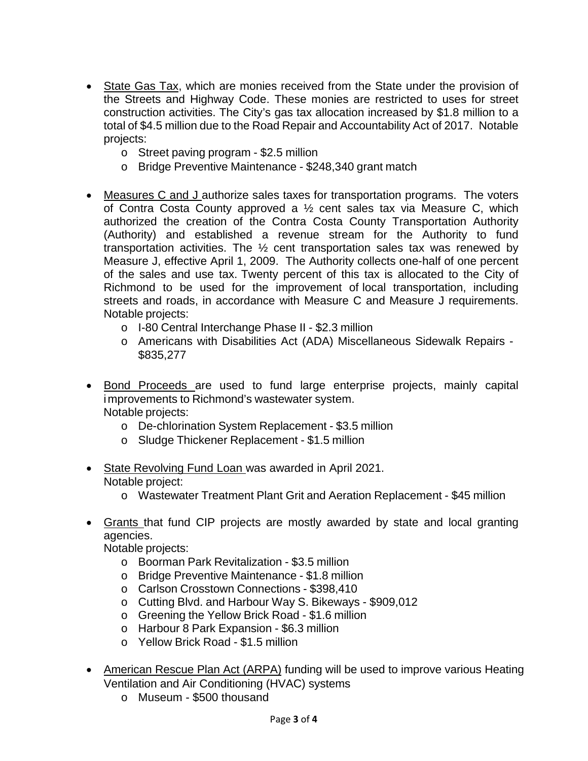- State Gas Tax, which are monies received from the State under the provision of the Streets and Highway Code. These monies are restricted to uses for street construction activities. The City's gas tax allocation increased by $1.8 million to a total of $4.5 million due to the Road Repair and Accountability Act of 2017. Notable projects:
  - Street paving program - $2.5 million
  - Bridge Preventive Maintenance - $248,340 grant match

- Measures C and J authorize sales taxes for transportation programs. The voters of Contra Costa County approved a ½ cent sales tax via Measure C, which authorized the creation of the Contra Costa County Transportation Authority (Authority) and established a revenue stream for the Authority to fund transportation activities. The ½ cent transportation sales tax was renewed by Measure J, effective April 1, 2009. The Authority collects one-half of one percent of the sales and use tax. Twenty percent of this tax is allocated to the City of Richmond to be used for the improvement of local transportation, including streets and roads, in accordance with Measure C and Measure J requirements. Notable projects:
  - I-80 Central Interchange Phase II - $2.3 million
  - Americans with Disabilities Act (ADA) Miscellaneous Sidewalk Repairs - $835,277

- Bond Proceeds are used to fund large enterprise projects, mainly capital improvements to Richmond's wastewater system.
  Notable projects:
  - De-chlorination System Replacement - $3.5 million
  - Sludge Thickener Replacement - $1.5 million

- State Revolving Fund Loan was awarded in April 2021.
  Notable project:
  - Wastewater Treatment Plant Grit and Aeration Replacement - $45 million

- Grants that fund CIP projects are mostly awarded by state and local granting agencies.
  Notable projects:
  - Boorman Park Revitalization - $3.5 million
  - Bridge Preventive Maintenance - $1.8 million
  - Carlson Crosstown Connections - $398,410
  - Cutting Blvd. and Harbour Way S. Bikeways - $909,012
  - Greening the Yellow Brick Road - $1.6 million
  - Harbour 8 Park Expansion - $6.3 million
  - Yellow Brick Road - $1.5 million

- American Rescue Plan Act (ARPA) funding will be used to improve various Heating Ventilation and Air Conditioning (HVAC) systems
  - Museum - $500 thousand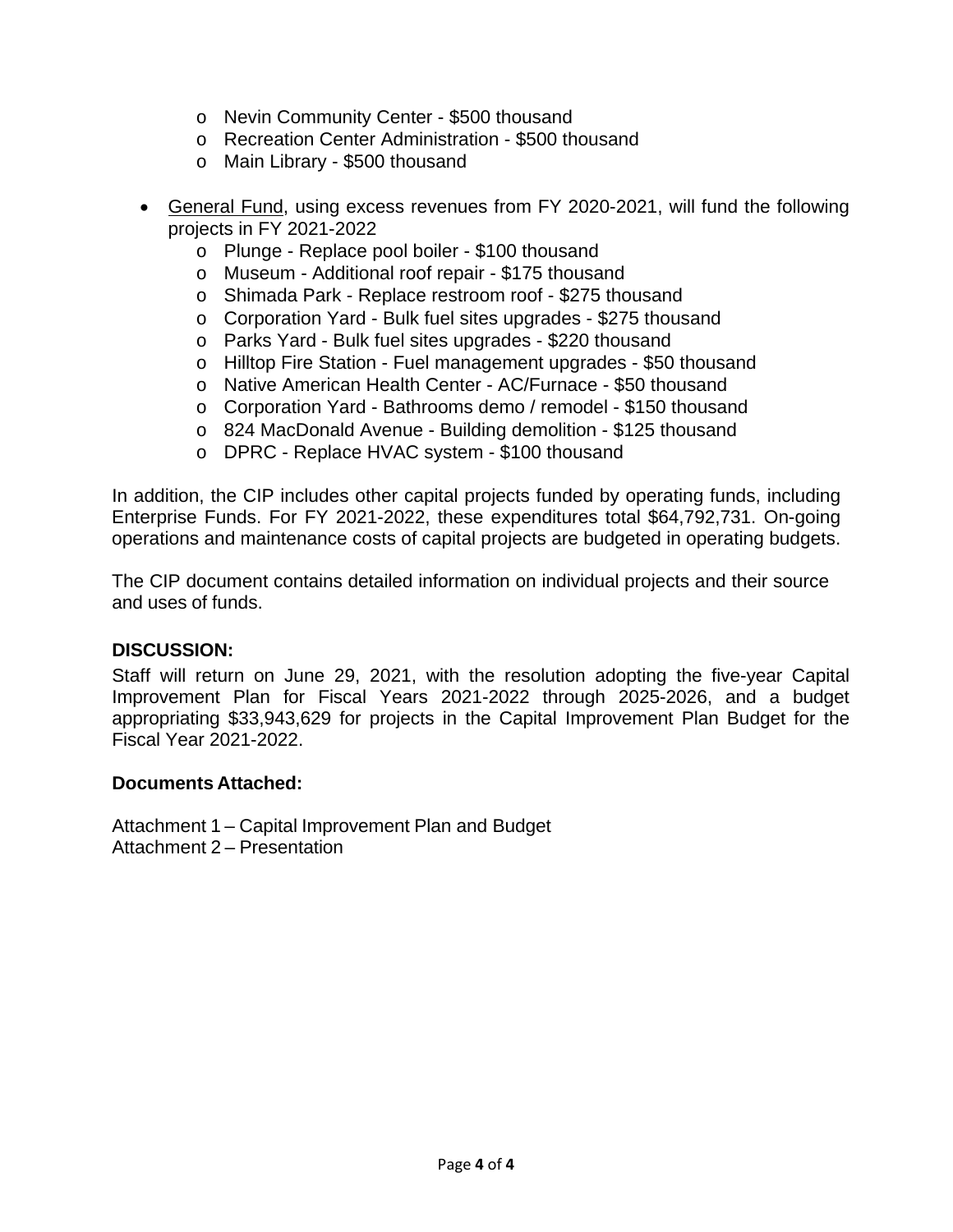- Nevin Community Center - $500 thousand
  - Recreation Center Administration - $500 thousand
  - Main Library - $500 thousand

- General Fund, using excess revenues from FY 2020-2021, will fund the following projects in FY 2021-2022
  - Plunge - Replace pool boiler - $100 thousand
  - Museum - Additional roof repair - $175 thousand
  - Shimada Park - Replace restroom roof - $275 thousand
  - Corporation Yard - Bulk fuel sites upgrades - $275 thousand
  - Parks Yard - Bulk fuel sites upgrades - $220 thousand
  - Hilltop Fire Station - Fuel management upgrades - $50 thousand
  - Native American Health Center - AC/Furnace - $50 thousand
  - Corporation Yard - Bathrooms demo / remodel - $150 thousand
  - 824 MacDonald Avenue - Building demolition - $125 thousand
  - DPRC - Replace HVAC system - $100 thousand

In addition, the CIP includes other capital projects funded by operating funds, including Enterprise Funds. For FY 2021-2022, these expenditures total $64,792,731. On-going operations and maintenance costs of capital projects are budgeted in operating budgets.

The CIP document contains detailed information on individual projects and their source and uses of funds.

**DISCUSSION:**

Staff will return on June 29, 2021, with the resolution adopting the five-year Capital Improvement Plan for Fiscal Years 2021-2022 through 2025-2026, and a budget appropriating $33,943,629 for projects in the Capital Improvement Plan Budget for the Fiscal Year 2021-2022.

**Documents Attached:**

Attachment 1 – Capital Improvement Plan and Budget
Attachment 2 – Presentation